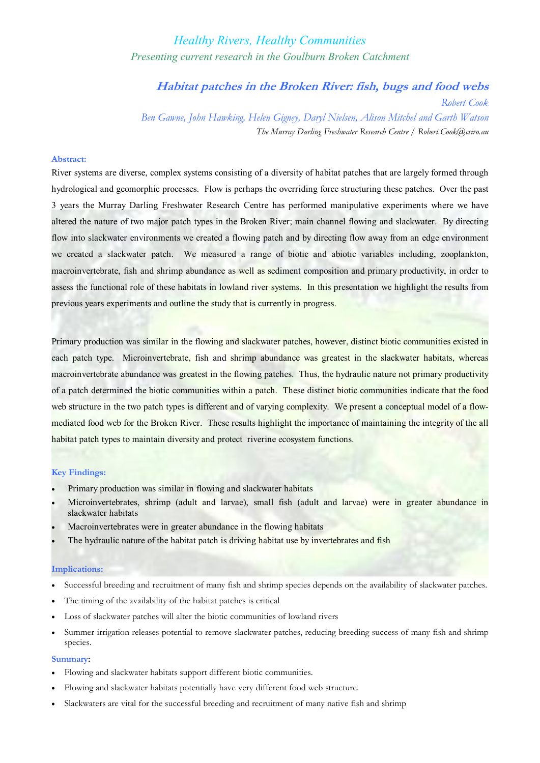*Healthy Rivers, Healthy Communities*

*Presenting current research in the Goulburn Broken Catchment*

# *Habitat patches in the Broken River: fish, bugs and food webs*

*Robert Cook*

*Ben Gawne, John Hawking, Helen Gigney, Daryl Nielsen, Alison Mitchel and Garth Watson*

*The Murray Darling Freshwater Research Centre / Robert.Cook@csiro.au*

## Abstract:

River systems are diverse, complex systems consisting of a diversity of habitat patches that are largely formed through hydrological and geomorphic processes. Flow is perhaps the overriding force structuring these patches. Over the past 3 years the Murray Darling Freshwater Research Centre has performed manipulative experiments where we have altered the nature of two major patch types in the Broken River; main channel flowing and slackwater. By directing flow into slackwater environments we created a flowing patch and by directing flow away from an edge environment we created a slackwater patch. We measured a range of biotic and abiotic variables including, zooplankton, macroinvertebrate, fish and shrimp abundance as well as sediment composition and primary productivity, in order to assess the functional role of these habitats in lowland river systems. In this presentation we highlight the results from previous years experiments and outline the study that is currently in progress.

Primary production was similar in the flowing and slackwater patches, however, distinct biotic communities existed in each patch type. Microinvertebrate, fish and shrimp abundance was greatest in the slackwater habitats, whereas macroinvertebrate abundance was greatest in the flowing patches. Thus, the hydraulic nature not primary productivity of a patch determined the biotic communities within a patch. These distinct biotic communities indicate that the food web structure in the two patch types is different and of varying complexity. We present a conceptual model of a flow-mediated food web for the Broken River. These results highlight the importance of maintaining the integrity of the all habitat patch types to maintain diversity and protect riverine ecosystem functions.

## Key Findings:

- Primary production was similar in flowing and slackwater habitats
- Microinvertebrates, shrimp (adult and larvae), small fish (adult and larvae) were in greater abundance in slackwater habitats
- Macroinvertebrates were in greater abundance in the flowing habitats
- The hydraulic nature of the habitat patch is driving habitat use by invertebrates and fish

## Implications:

- Successful breeding and recruitment of many fish and shrimp species depends on the availability of slackwater patches.
- The timing of the availability of the habitat patches is critical
- Loss of slackwater patches will alter the biotic communities of lowland rivers
- Summer irrigation releases potential to remove slackwater patches, reducing breeding success of many fish and shrimp species.

## Summary:

- Flowing and slackwater habitats support different biotic communities.
- Flowing and slackwater habitats potentially have very different food web structure.
- Slackwaters are vital for the successful breeding and recruitment of many native fish and shrimp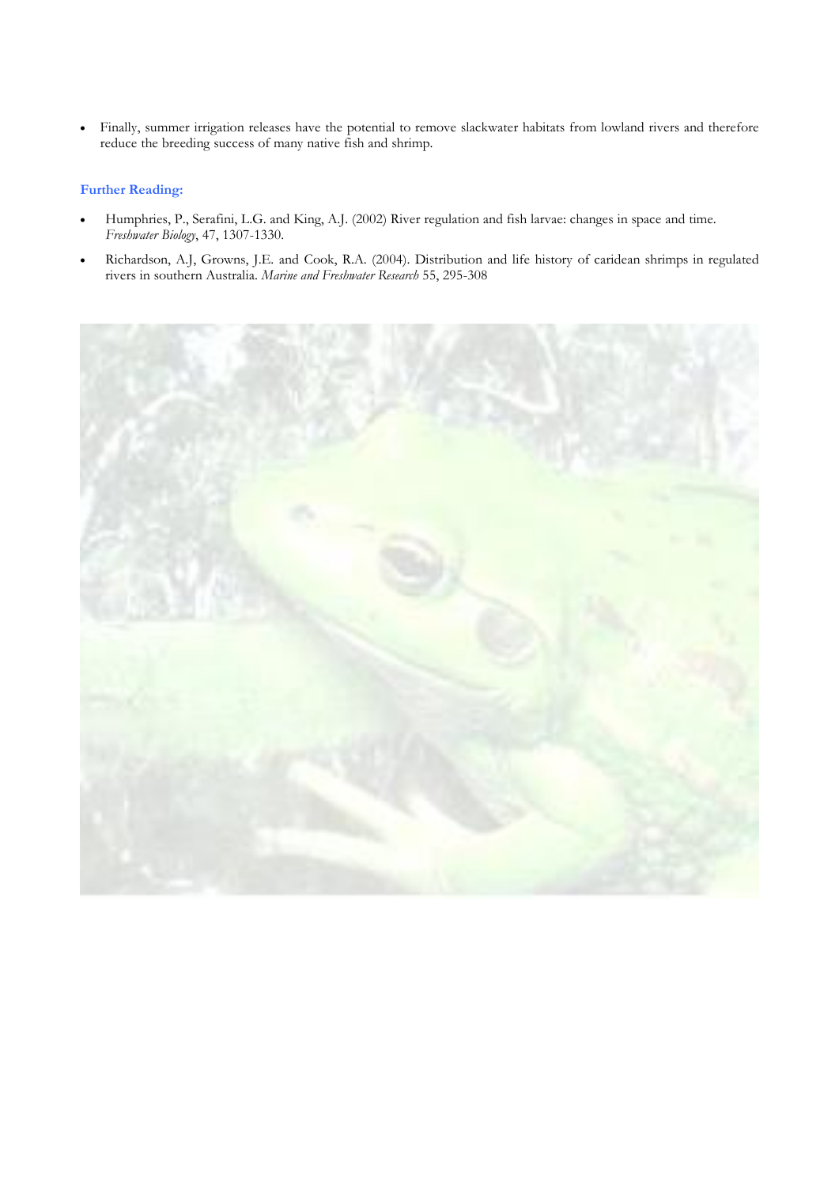- Finally, summer irrigation releases have the potential to remove slackwater habitats from lowland rivers and therefore reduce the breeding success of many native fish and shrimp.

### Further Reading:

- Humphries, P., Serafini, L.G. and King, A.J. (2002) River regulation and fish larvae: changes in space and time. *Freshwater Biology*, 47, 1307-1330.
- Richardson, A.J, Growns, J.E. and Cook, R.A. (2004). Distribution and life history of caridean shrimps in regulated rivers in southern Australia. *Marine and Freshwater Research* 55, 295-308